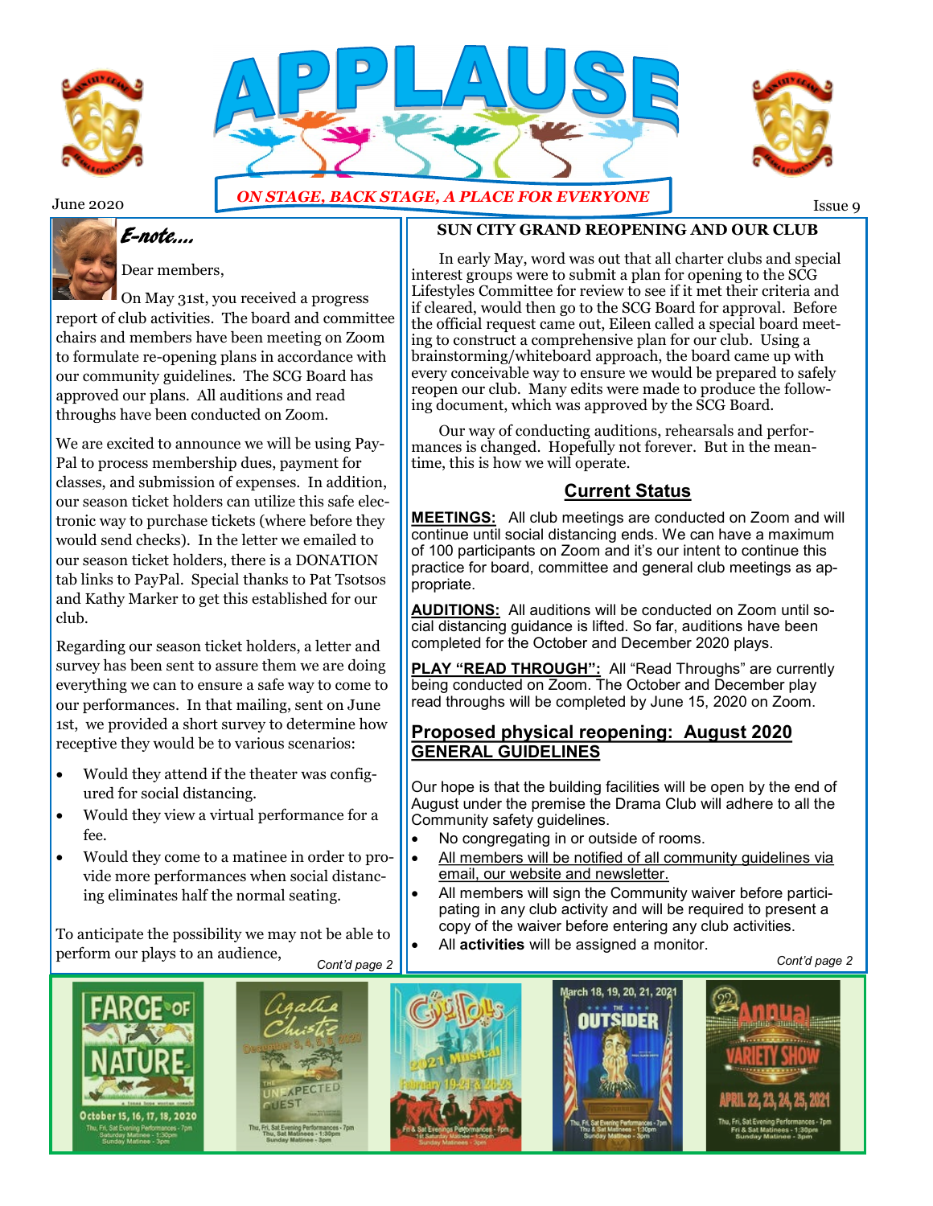# APPLAUSE

*ON STAGE, BACK STAGE, A PLACE FOR EVERYONE*

June 2020 — Issue 9

## *E-note....*

Dear members,

On May 31st, you received a progress report of club activities. The board and committee chairs and members have been meeting on Zoom to formulate re-opening plans in accordance with our community guidelines. The SCG Board has approved our plans. All auditions and read throughs have been conducted on Zoom.

We are excited to announce we will be using PayPal to process membership dues, payment for classes, and submission of expenses. In addition, our season ticket holders can utilize this safe electronic way to purchase tickets (where before they would send checks). In the letter we emailed to our season ticket holders, there is a DONATION tab links to PayPal. Special thanks to Pat Tsotsos and Kathy Marker to get this established for our club.

Regarding our season ticket holders, a letter and survey has been sent to assure them we are doing everything we can to ensure a safe way to come to our performances. In that mailing, sent on June 1st, we provided a short survey to determine how receptive they would be to various scenarios:

- Would they attend if the theater was configured for social distancing.
- Would they view a virtual performance for a fee.
- Would they come to a matinee in order to provide more performances when social distancing eliminates half the normal seating.

To anticipate the possibility we may not be able to perform our plays to an audience, *Cont'd page 2*

## SUN CITY GRAND REOPENING AND OUR CLUB

In early May, word was out that all charter clubs and special interest groups were to submit a plan for opening to the SCG Lifestyles Committee for review to see if it met their criteria and if cleared, would then go to the SCG Board for approval. Before the official request came out, Eileen called a special board meeting to construct a comprehensive plan for our club. Using a brainstorming/whiteboard approach, the board came up with every conceivable way to ensure we would be prepared to safely reopen our club. Many edits were made to produce the following document, which was approved by the SCG Board.

Our way of conducting auditions, rehearsals and performances is changed. Hopefully not forever. But in the meantime, this is how we will operate.

### Current Status

**MEETINGS:** All club meetings are conducted on Zoom and will continue until social distancing ends. We can have a maximum of 100 participants on Zoom and it's our intent to continue this practice for board, committee and general club meetings as appropriate.

**AUDITIONS:** All auditions will be conducted on Zoom until social distancing guidance is lifted. So far, auditions have been completed for the October and December 2020 plays.

**PLAY "READ THROUGH":** All "Read Throughs" are currently being conducted on Zoom. The October and December play read throughs will be completed by June 15, 2020 on Zoom.

### Proposed physical reopening: August 2020
### GENERAL GUIDELINES

Our hope is that the building facilities will be open by the end of August under the premise the Drama Club will adhere to all the Community safety guidelines.

- No congregating in or outside of rooms.
- All members will be notified of all community guidelines via email, our website and newsletter.
- All members will sign the Community waiver before participating in any club activity and will be required to present a copy of the waiver before entering any club activities.
- All **activities** will be assigned a monitor.

*Cont'd page 2*

FARCE OF NATURE — October 15, 16, 17, 18, 2020 — Thu, Fri, Sat Evening Performances - 7pm; Saturday Matinee - 1:30pm; Sunday Matinee - 3pm

Agatha Christie — THE UNEXPECTED GUEST — December 3, 4, 5, 6, 2020 — Thu, Fri, Sat Evening Performances - 7pm; Thu, Sat Matinees - 1:30pm; Sunday Matinee - 3pm

Guys and Dolls — 2021 Musical — February 19-21 & 26-28 — Fri & Sat Evenings Performances - 7pm; 1st Saturday Matinee - 1:30pm; Sunday Matinees - 3pm

THE OUTSIDER — March 18, 19, 20, 21, 2021 — Thu, Fri, Sat Evening Performances - 7pm; Thu & Sat Matinees - 1:30pm; Sunday Matinee - 3pm

22nd Annual VARIETY SHOW — APRIL 22, 23, 24, 25, 2021 — Thu, Fri, Sat Evening Performances - 7pm; Fri & Sat Matinees - 1:30pm; Sunday Matinee - 3pm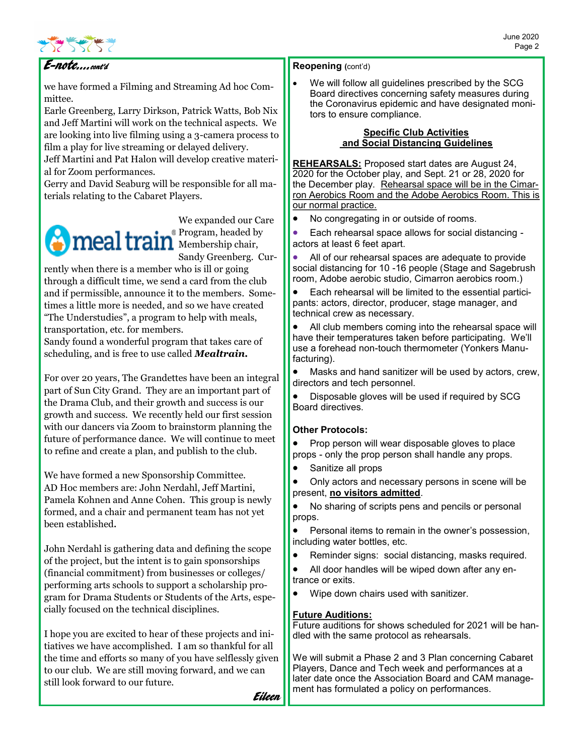## *E-note....cont'd*

we have formed a Filming and Streaming Ad hoc Committee.

Earle Greenberg, Larry Dirkson, Patrick Watts, Bob Nix and Jeff Martini will work on the technical aspects. We are looking into live filming using a 3-camera process to film a play for live streaming or delayed delivery.

Jeff Martini and Pat Halon will develop creative material for Zoom performances.

Gerry and David Seaburg will be responsible for all materials relating to the Cabaret Players.

We expanded our Care Program, headed by Membership chair, Sandy Greenberg. Currently when there is a member who is ill or going through a difficult time, we send a card from the club and if permissible, announce it to the members. Sometimes a little more is needed, and so we have created "The Understudies", a program to help with meals, transportation, etc. for members.

Sandy found a wonderful program that takes care of scheduling, and is free to use called ***Mealtrain.***

For over 20 years, The Grandettes have been an integral part of Sun City Grand. They are an important part of the Drama Club, and their growth and success is our growth and success. We recently held our first session with our dancers via Zoom to brainstorm planning the future of performance dance. We will continue to meet to refine and create a plan, and publish to the club.

We have formed a new Sponsorship Committee. AD Hoc members are: John Nerdahl, Jeff Martini, Pamela Kohnen and Anne Cohen. This group is newly formed, and a chair and permanent team has not yet been established.

John Nerdahl is gathering data and defining the scope of the project, but the intent is to gain sponsorships (financial commitment) from businesses or colleges/performing arts schools to support a scholarship program for Drama Students or Students of the Arts, especially focused on the technical disciplines.

I hope you are excited to hear of these projects and initiatives we have accomplished. I am so thankful for all the time and efforts so many of you have selflessly given to our club. We are still moving forward, and we can still look forward to our future.

*Eileen*

## Reopening (cont'd)

- We will follow all guidelines prescribed by the SCG Board directives concerning safety measures during the Coronavirus epidemic and have designated monitors to ensure compliance.

### Specific Club Activities and Social Distancing Guidelines

**REHEARSALS:** Proposed start dates are August 24, 2020 for the October play, and Sept. 21 or 28, 2020 for the December play. Rehearsal space will be in the Cimarron Aerobics Room and the Adobe Aerobics Room. This is our normal practice.

- No congregating in or outside of rooms.
- Each rehearsal space allows for social distancing - actors at least 6 feet apart.
- All of our rehearsal spaces are adequate to provide social distancing for 10 -16 people (Stage and Sagebrush room, Adobe aerobic studio, Cimarron aerobics room.)
- Each rehearsal will be limited to the essential participants: actors, director, producer, stage manager, and technical crew as necessary.
- All club members coming into the rehearsal space will have their temperatures taken before participating. We'll use a forehead non-touch thermometer (Yonkers Manufacturing).
- Masks and hand sanitizer will be used by actors, crew, directors and tech personnel.
- Disposable gloves will be used if required by SCG Board directives.

**Other Protocols:**

- Prop person will wear disposable gloves to place props - only the prop person shall handle any props.
- Sanitize all props
- Only actors and necessary persons in scene will be present, **no visitors admitted**.
- No sharing of scripts pens and pencils or personal props.
- Personal items to remain in the owner's possession, including water bottles, etc.
- Reminder signs: social distancing, masks required.
- All door handles will be wiped down after any entrance or exits.
- Wipe down chairs used with sanitizer.

**Future Auditions:**

Future auditions for shows scheduled for 2021 will be handled with the same protocol as rehearsals.

We will submit a Phase 2 and 3 Plan concerning Cabaret Players, Dance and Tech week and performances at a later date once the Association Board and CAM management has formulated a policy on performances.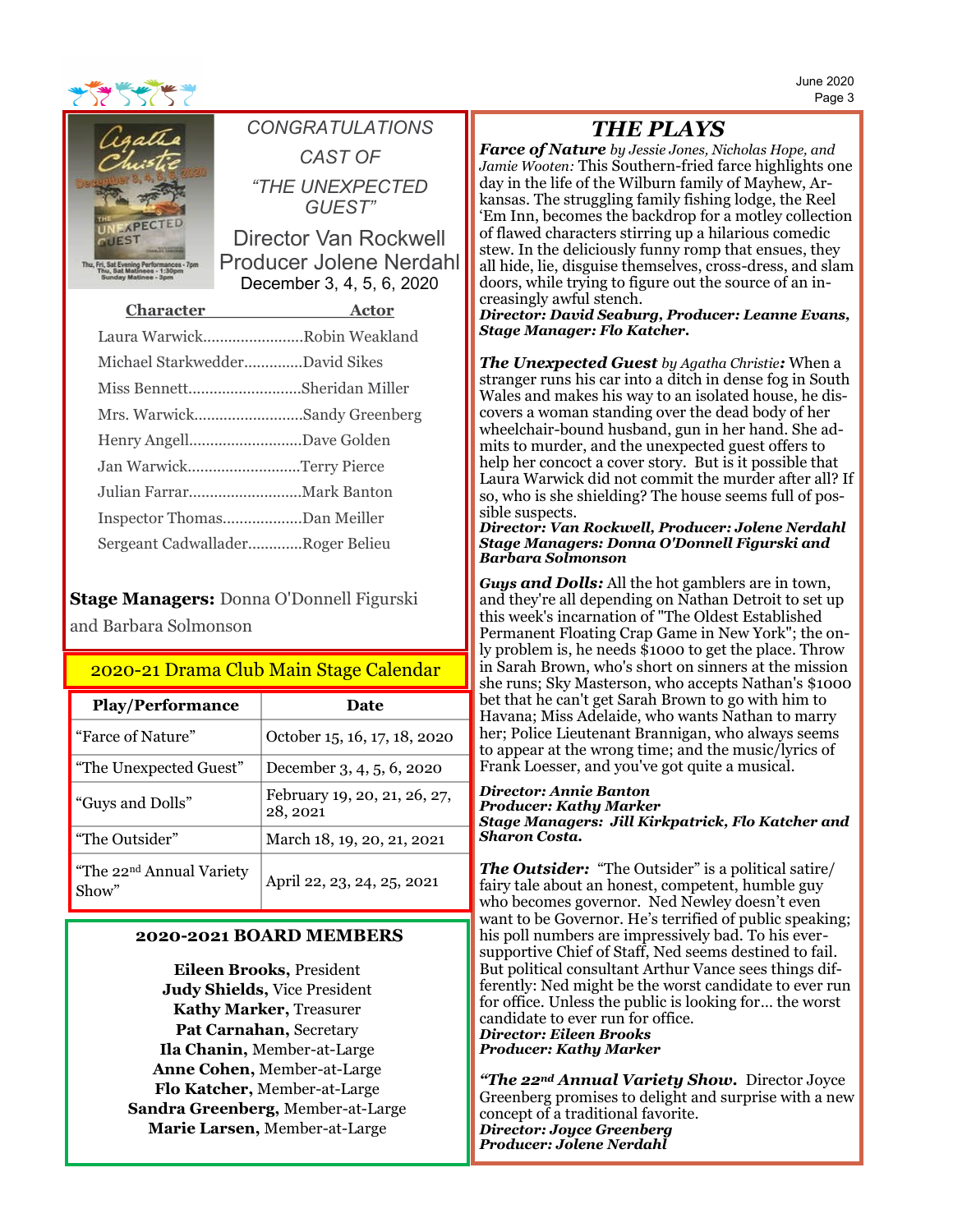CONGRATULATIONS

CAST OF

*"THE UNEXPECTED GUEST"*

Director Van Rockwell
Producer Jolene Nerdahl
December 3, 4, 5, 6, 2020

| Character | Actor |
|---|---|
| Laura Warwick | Robin Weakland |
| Michael Starkwedder | David Sikes |
| Miss Bennett | Sheridan Miller |
| Mrs. Warwick | Sandy Greenberg |
| Henry Angell | Dave Golden |
| Jan Warwick | Terry Pierce |
| Julian Farrar | Mark Banton |
| Inspector Thomas | Dan Meiller |
| Sergeant Cadwallader | Roger Belieu |

**Stage Managers:** Donna O'Donnell Figurski and Barbara Solmonson

## 2020-21 Drama Club Main Stage Calendar

| Play/Performance | Date |
|---|---|
| "Farce of Nature" | October 15, 16, 17, 18, 2020 |
| "The Unexpected Guest" | December 3, 4, 5, 6, 2020 |
| "Guys and Dolls" | February 19, 20, 21, 26, 27, 28, 2021 |
| "The Outsider" | March 18, 19, 20, 21, 2021 |
| "The 22nd Annual Variety Show" | April 22, 23, 24, 25, 2021 |

### 2020-2021 BOARD MEMBERS

**Eileen Brooks,** President
**Judy Shields,** Vice President
**Kathy Marker,** Treasurer
**Pat Carnahan,** Secretary
**Ila Chanin,** Member-at-Large
**Anne Cohen,** Member-at-Large
**Flo Katcher,** Member-at-Large
**Sandra Greenberg,** Member-at-Large
**Marie Larsen,** Member-at-Large

## THE PLAYS

***Farce of Nature*** *by Jessie Jones, Nicholas Hope, and Jamie Wooten:* This Southern-fried farce highlights one day in the life of the Wilburn family of Mayhew, Arkansas. The struggling family fishing lodge, the Reel 'Em Inn, becomes the backdrop for a motley collection of flawed characters stirring up a hilarious comedic stew. In the deliciously funny romp that ensues, they all hide, lie, disguise themselves, cross-dress, and slam doors, while trying to figure out the source of an increasingly awful stench.
***Director: David Seaburg, Producer: Leanne Evans, Stage Manager: Flo Katcher.***

***The Unexpected Guest*** *by Agatha Christie**:*** When a stranger runs his car into a ditch in dense fog in South Wales and makes his way to an isolated house, he discovers a woman standing over the dead body of her wheelchair-bound husband, gun in her hand. She admits to murder, and the unexpected guest offers to help her concoct a cover story. But is it possible that Laura Warwick did not commit the murder after all? If so, who is she shielding? The house seems full of possible suspects.
***Director: Van Rockwell, Producer: Jolene Nerdahl***
***Stage Managers: Donna O'Donnell Figurski and Barbara Solmonson***

***Guys and Dolls:*** All the hot gamblers are in town, and they're all depending on Nathan Detroit to set up this week's incarnation of "The Oldest Established Permanent Floating Crap Game in New York"; the only problem is, he needs $1000 to get the place. Throw in Sarah Brown, who's short on sinners at the mission she runs; Sky Masterson, who accepts Nathan's $1000 bet that he can't get Sarah Brown to go with him to Havana; Miss Adelaide, who wants Nathan to marry her; Police Lieutenant Brannigan, who always seems to appear at the wrong time; and the music/lyrics of Frank Loesser, and you've got quite a musical.

***Director: Annie Banton***
***Producer: Kathy Marker***
***Stage Managers: Jill Kirkpatrick, Flo Katcher and Sharon Costa.***

***The Outsider:*** "The Outsider" is a political satire/ fairy tale about an honest, competent, humble guy who becomes governor. Ned Newley doesn't even want to be Governor. He's terrified of public speaking; his poll numbers are impressively bad. To his ever-supportive Chief of Staff, Ned seems destined to fail. But political consultant Arthur Vance sees things differently: Ned might be the worst candidate to ever run for office. Unless the public is looking for… the worst candidate to ever run for office.
***Director: Eileen Brooks***
***Producer: Kathy Marker***

***"The 22nd Annual Variety Show.*** Director Joyce Greenberg promises to delight and surprise with a new concept of a traditional favorite.
***Director: Joyce Greenberg***
***Producer: Jolene Nerdahl***